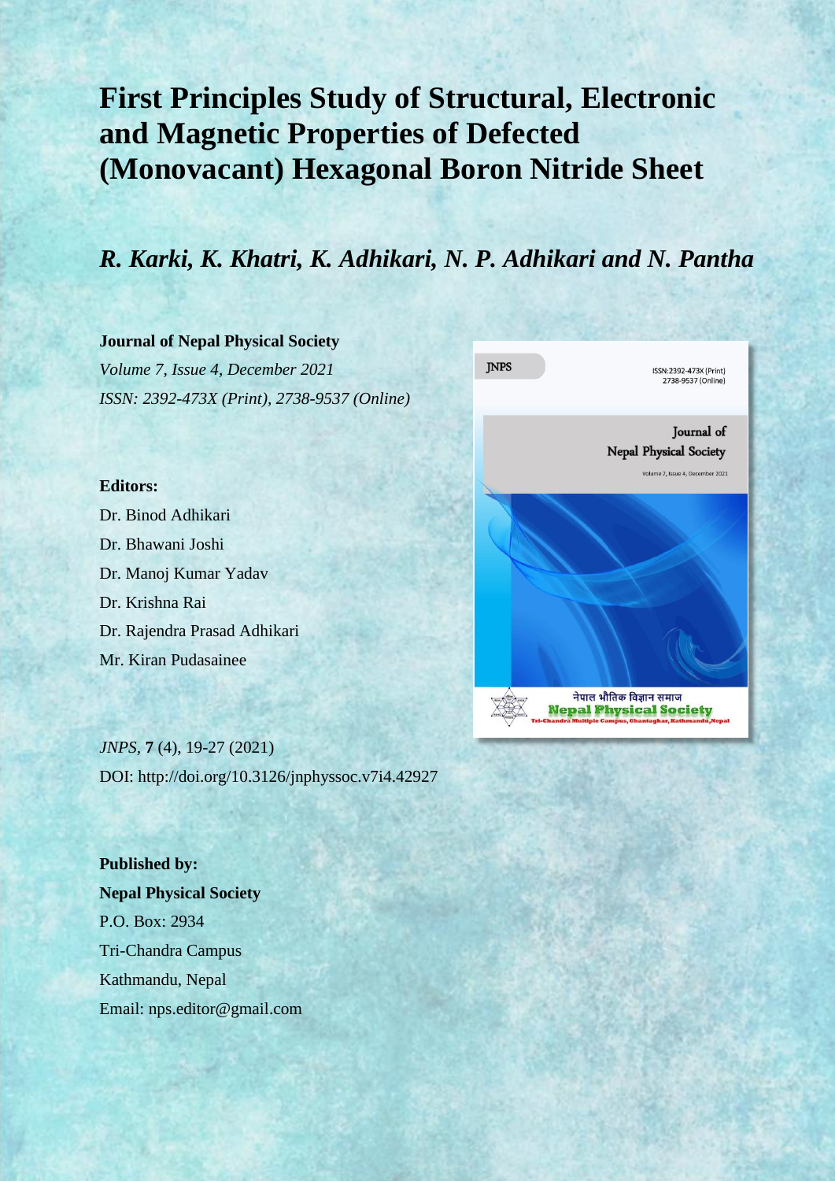# First Principles Study of Structural, Electronic and Magnetic Properties of Defected (Monovacant) Hexagonal Boron Nitride Sheet

## *R. Karki, K. Khatri, K. Adhikari, N. P. Adhikari and N. Pantha*

**Journal of Nepal Physical Society**
*Volume 7, Issue 4, December 2021*
*ISSN: 2392-473X (Print), 2738-9537 (Online)*

**Editors:**
Dr. Binod Adhikari
Dr. Bhawani Joshi
Dr. Manoj Kumar Yadav
Dr. Krishna Rai
Dr. Rajendra Prasad Adhikari
Mr. Kiran Pudasainee

*JNPS,* **7** (4), 19-27 (2021)
DOI: http://doi.org/10.3126/jnphyssoc.v7i4.42927

**Published by:**
**Nepal Physical Society**
P.O. Box: 2934
Tri-Chandra Campus
Kathmandu, Nepal
Email: nps.editor@gmail.com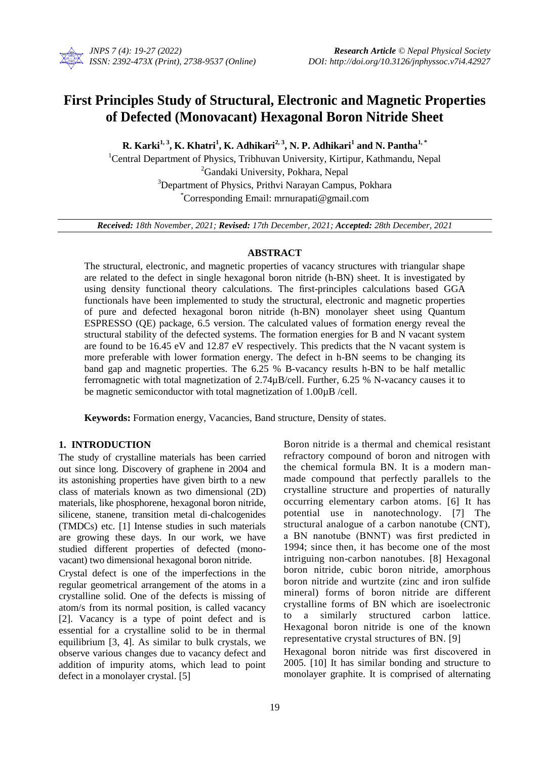# First Principles Study of Structural, Electronic and Magnetic Properties of Defected (Monovacant) Hexagonal Boron Nitride Sheet

**R. Karki[1, 3], K. Khatri[1], K. Adhikari[2, 3], N. P. Adhikari[1] and N. Pantha[1, *]**

[1]Central Department of Physics, Tribhuvan University, Kirtipur, Kathmandu, Nepal
[2]Gandaki University, Pokhara, Nepal
[3]Department of Physics, Prithvi Narayan Campus, Pokhara
[*]Corresponding Email: mrnurapati@gmail.com

***Received:** 18th November, 2021; **Revised:** 17th December, 2021; **Accepted:** 28th December, 2021*

## ABSTRACT

The structural, electronic, and magnetic properties of vacancy structures with triangular shape are related to the defect in single hexagonal boron nitride (h-BN) sheet. It is investigated by using density functional theory calculations. The first-principles calculations based GGA functionals have been implemented to study the structural, electronic and magnetic properties of pure and defected hexagonal boron nitride (h-BN) monolayer sheet using Quantum ESPRESSO (QE) package, 6.5 version. The calculated values of formation energy reveal the structural stability of the defected systems. The formation energies for B and N vacant system are found to be 16.45 eV and 12.87 eV respectively. This predicts that the N vacant system is more preferable with lower formation energy. The defect in h-BN seems to be changing its band gap and magnetic properties. The 6.25 % B-vacancy results h-BN to be half metallic ferromagnetic with total magnetization of 2.74μB/cell. Further, 6.25 % N-vacancy causes it to be magnetic semiconductor with total magnetization of 1.00μB /cell.

**Keywords:** Formation energy, Vacancies, Band structure, Density of states.

## 1. INTRODUCTION

The study of crystalline materials has been carried out since long. Discovery of graphene in 2004 and its astonishing properties have given birth to a new class of materials known as two dimensional (2D) materials, like phosphorene, hexagonal boron nitride, silicene, stanene, transition metal di-chalcogenides (TMDCs) etc. [1] Intense studies in such materials are growing these days. In our work, we have studied different properties of defected (mono-vacant) two dimensional hexagonal boron nitride.

Crystal defect is one of the imperfections in the regular geometrical arrangement of the atoms in a crystalline solid. One of the defects is missing of atom/s from its normal position, is called vacancy [2]. Vacancy is a type of point defect and is essential for a crystalline solid to be in thermal equilibrium [3, 4]. As similar to bulk crystals, we observe various changes due to vacancy defect and addition of impurity atoms, which lead to point defect in a monolayer crystal. [5]

Boron nitride is a thermal and chemical resistant refractory compound of boron and nitrogen with the chemical formula BN. It is a modern man-made compound that perfectly parallels to the crystalline structure and properties of naturally occurring elementary carbon atoms. [6] It has potential use in nanotechnology. [7] The structural analogue of a carbon nanotube (CNT), a BN nanotube (BNNT) was first predicted in 1994; since then, it has become one of the most intriguing non-carbon nanotubes. [8] Hexagonal boron nitride, cubic boron nitride, amorphous boron nitride and wurtzite (zinc and iron sulfide mineral) forms of boron nitride are different crystalline forms of BN which are isoelectronic to a similarly structured carbon lattice. Hexagonal boron nitride is one of the known representative crystal structures of BN. [9]

Hexagonal boron nitride was first discovered in 2005. [10] It has similar bonding and structure to monolayer graphite. It is comprised of alternating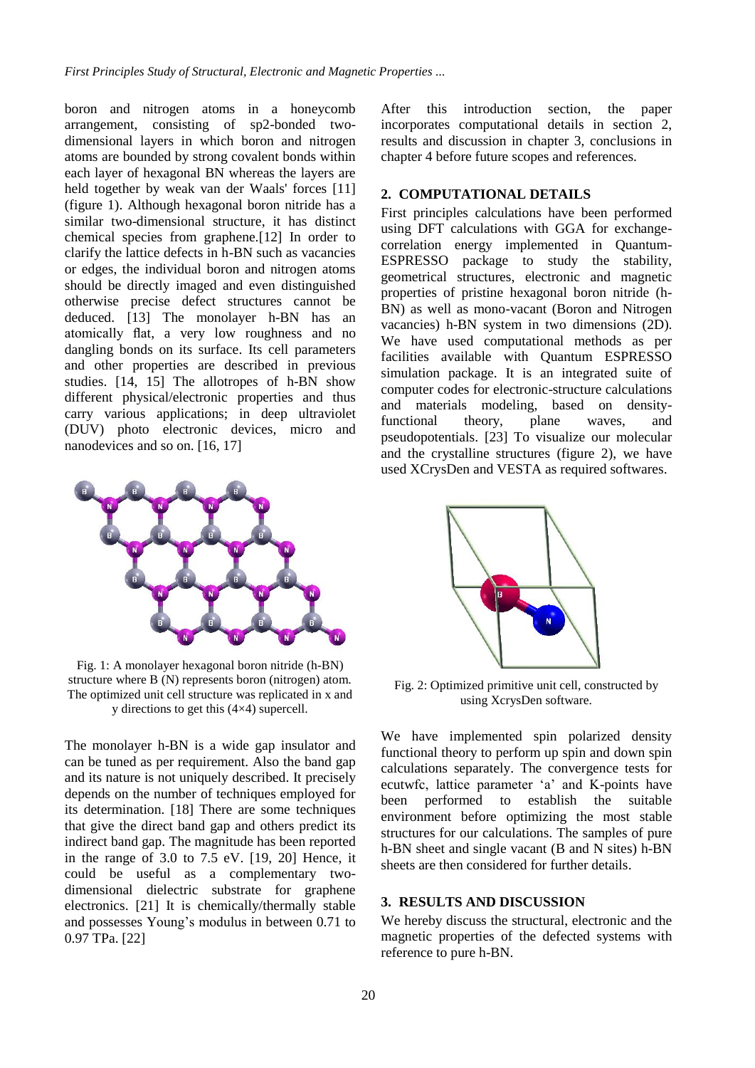boron and nitrogen atoms in a honeycomb arrangement, consisting of sp2-bonded two-dimensional layers in which boron and nitrogen atoms are bounded by strong covalent bonds within each layer of hexagonal BN whereas the layers are held together by weak van der Waals' forces [11] (figure 1). Although hexagonal boron nitride has a similar two-dimensional structure, it has distinct chemical species from graphene.[12] In order to clarify the lattice defects in h-BN such as vacancies or edges, the individual boron and nitrogen atoms should be directly imaged and even distinguished otherwise precise defect structures cannot be deduced. [13] The monolayer h-BN has an atomically flat, a very low roughness and no dangling bonds on its surface. Its cell parameters and other properties are described in previous studies. [14, 15] The allotropes of h-BN show different physical/electronic properties and thus carry various applications; in deep ultraviolet (DUV) photo electronic devices, micro and nanodevices and so on. [16, 17]

Fig. 1: A monolayer hexagonal boron nitride (h-BN) structure where B (N) represents boron (nitrogen) atom. The optimized unit cell structure was replicated in x and y directions to get this (4×4) supercell.

The monolayer h-BN is a wide gap insulator and can be tuned as per requirement. Also the band gap and its nature is not uniquely described. It precisely depends on the number of techniques employed for its determination. [18] There are some techniques that give the direct band gap and others predict its indirect band gap. The magnitude has been reported in the range of 3.0 to 7.5 eV. [19, 20] Hence, it could be useful as a complementary two-dimensional dielectric substrate for graphene electronics. [21] It is chemically/thermally stable and possesses Young's modulus in between 0.71 to 0.97 TPa. [22]

After this introduction section, the paper incorporates computational details in section 2, results and discussion in chapter 3, conclusions in chapter 4 before future scopes and references.

## 2. COMPUTATIONAL DETAILS

First principles calculations have been performed using DFT calculations with GGA for exchange-correlation energy implemented in Quantum-ESPRESSO package to study the stability, geometrical structures, electronic and magnetic properties of pristine hexagonal boron nitride (h-BN) as well as mono-vacant (Boron and Nitrogen vacancies) h-BN system in two dimensions (2D). We have used computational methods as per facilities available with Quantum ESPRESSO simulation package. It is an integrated suite of computer codes for electronic-structure calculations and materials modeling, based on density-functional theory, plane waves, and pseudopotentials. [23] To visualize our molecular and the crystalline structures (figure 2), we have used XCrysDen and VESTA as required softwares.

Fig. 2: Optimized primitive unit cell, constructed by using XcrysDen software.

We have implemented spin polarized density functional theory to perform up spin and down spin calculations separately. The convergence tests for ecutwfc, lattice parameter 'a' and K-points have been performed to establish the suitable environment before optimizing the most stable structures for our calculations. The samples of pure h-BN sheet and single vacant (B and N sites) h-BN sheets are then considered for further details.

## 3. RESULTS AND DISCUSSION

We hereby discuss the structural, electronic and the magnetic properties of the defected systems with reference to pure h-BN.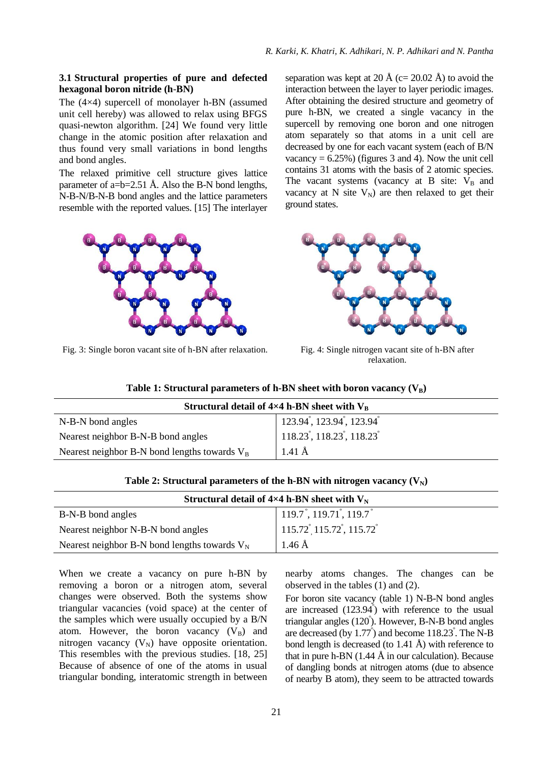### 3.1 Structural properties of pure and defected hexagonal boron nitride (h-BN)

The (4×4) supercell of monolayer h-BN (assumed unit cell hereby) was allowed to relax using BFGS quasi-newton algorithm. [24] We found very little change in the atomic position after relaxation and thus found very small variations in bond lengths and bond angles.

The relaxed primitive cell structure gives lattice parameter of a=b=2.51 Å. Also the B-N bond lengths, N-B-N/B-N-B bond angles and the lattice parameters resemble with the reported values. [15] The interlayer separation was kept at 20 Å (c= 20.02 Å) to avoid the interaction between the layer to layer periodic images. After obtaining the desired structure and geometry of pure h-BN, we created a single vacancy in the supercell by removing one boron and one nitrogen atom separately so that atoms in a unit cell are decreased by one for each vacant system (each of B/N vacancy = 6.25%) (figures 3 and 4). Now the unit cell contains 31 atoms with the basis of 2 atomic species. The vacant systems (vacancy at B site: $V_B$ and vacancy at N site $V_N$) are then relaxed to get their ground states.

Fig. 3: Single boron vacant site of h-BN after relaxation.

Fig. 4: Single nitrogen vacant site of h-BN after relaxation.

**Table 1: Structural parameters of h-BN sheet with boron vacancy ($V_B$)**

| Structural detail of 4×4 h-BN sheet with $V_B$ | |
|---|---|
| N-B-N bond angles | 123.94°, 123.94°, 123.94° |
| Nearest neighbor B-N-B bond angles | 118.23°, 118.23°, 118.23° |
| Nearest neighbor B-N bond lengths towards $V_B$ | 1.41 Å |

**Table 2: Structural parameters of the h-BN with nitrogen vacancy ($V_N$)**

| Structural detail of 4×4 h-BN sheet with $V_N$ | |
|---|---|
| B-N-B bond angles | 119.7°, 119.71°, 119.7° |
| Nearest neighbor N-B-N bond angles | 115.72°, 115.72°, 115.72° |
| Nearest neighbor B-N bond lengths towards $V_N$ | 1.46 Å |

When we create a vacancy on pure h-BN by removing a boron or a nitrogen atom, several changes were observed. Both the systems show triangular vacancies (void space) at the center of the samples which were usually occupied by a B/N atom. However, the boron vacancy ($V_B$) and nitrogen vacancy ($V_N$) have opposite orientation. This resembles with the previous studies. [18, 25] Because of absence of one of the atoms in usual triangular bonding, interatomic strength in between nearby atoms changes. The changes can be observed in the tables (1) and (2).

For boron site vacancy (table 1) N-B-N bond angles are increased (123.94°) with reference to the usual triangular angles (120°). However, B-N-B bond angles are decreased (by 1.77°) and become 118.23°. The N-B bond length is decreased (to 1.41 Å) with reference to that in pure h-BN (1.44 Å in our calculation). Because of dangling bonds at nitrogen atoms (due to absence of nearby B atom), they seem to be attracted towards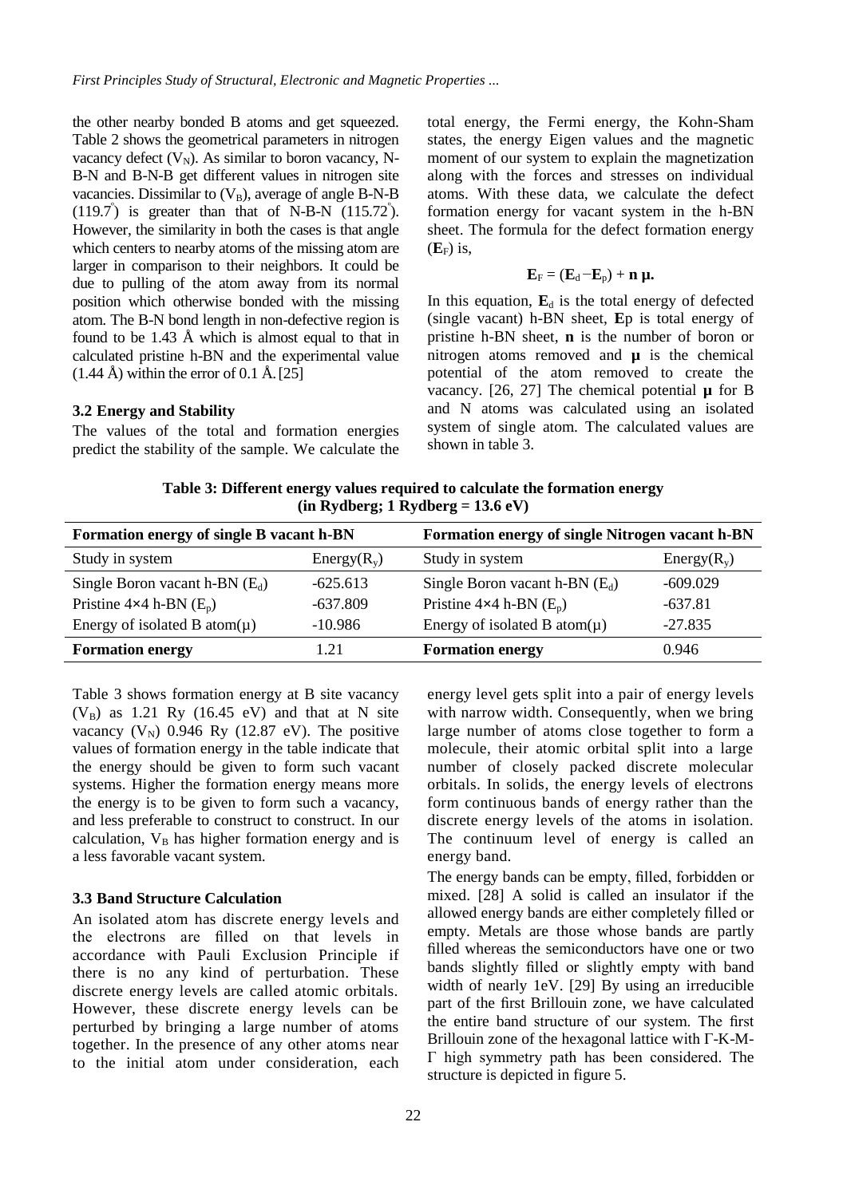the other nearby bonded B atoms and get squeezed. Table 2 shows the geometrical parameters in nitrogen vacancy defect ($V_N$). As similar to boron vacancy, N-B-N and B-N-B get different values in nitrogen site vacancies. Dissimilar to ($V_B$), average of angle B-N-B (119.7°) is greater than that of N-B-N (115.72°). However, the similarity in both the cases is that angle which centers to nearby atoms of the missing atom are larger in comparison to their neighbors. It could be due to pulling of the atom away from its normal position which otherwise bonded with the missing atom. The B-N bond length in non-defective region is found to be 1.43 Å which is almost equal to that in calculated pristine h-BN and the experimental value (1.44 Å) within the error of 0.1 Å. [25]

### 3.2 Energy and Stability

The values of the total and formation energies predict the stability of the sample. We calculate the total energy, the Fermi energy, the Kohn-Sham states, the energy Eigen values and the magnetic moment of our system to explain the magnetization along with the forces and stresses on individual atoms. With these data, we calculate the defect formation energy for vacant system in the h-BN sheet. The formula for the defect formation energy ($\mathbf{E}_F$) is,

$$\mathbf{E}_F = (\mathbf{E}_d - \mathbf{E}_p) + \mathbf{n}\,\boldsymbol{\mu}.$$

In this equation, $\mathbf{E}_d$ is the total energy of defected (single vacant) h-BN sheet, $\mathbf{E}$p is total energy of pristine h-BN sheet, **n** is the number of boron or nitrogen atoms removed and **μ** is the chemical potential of the atom removed to create the vacancy. [26, 27] The chemical potential **μ** for B and N atoms was calculated using an isolated system of single atom. The calculated values are shown in table 3.

**Table 3: Different energy values required to calculate the formation energy (in Rydberg; 1 Rydberg = 13.6 eV)**

| Formation energy of single B vacant h-BN | | Formation energy of single Nitrogen vacant h-BN | |
|---|---|---|---|
| Study in system | Energy($R_y$) | Study in system | Energy($R_y$) |
| Single Boron vacant h-BN ($E_d$) | -625.613 | Single Boron vacant h-BN ($E_d$) | -609.029 |
| Pristine 4×4 h-BN ($E_p$) | -637.809 | Pristine 4×4 h-BN ($E_p$) | -637.81 |
| Energy of isolated B atom(μ) | -10.986 | Energy of isolated B atom(μ) | -27.835 |
| **Formation energy** | 1.21 | **Formation energy** | 0.946 |

Table 3 shows formation energy at B site vacancy ($V_B$) as 1.21 Ry (16.45 eV) and that at N site vacancy ($V_N$) 0.946 Ry (12.87 eV). The positive values of formation energy in the table indicate that the energy should be given to form such vacant systems. Higher the formation energy means more the energy is to be given to form such a vacancy, and less preferable to construct to construct. In our calculation, $V_B$ has higher formation energy and is a less favorable vacant system.

### 3.3 Band Structure Calculation

An isolated atom has discrete energy levels and the electrons are filled on that levels in accordance with Pauli Exclusion Principle if there is no any kind of perturbation. These discrete energy levels are called atomic orbitals. However, these discrete energy levels can be perturbed by bringing a large number of atoms together. In the presence of any other atoms near to the initial atom under consideration, each energy level gets split into a pair of energy levels with narrow width. Consequently, when we bring large number of atoms close together to form a molecule, their atomic orbital split into a large number of closely packed discrete molecular orbitals. In solids, the energy levels of electrons form continuous bands of energy rather than the discrete energy levels of the atoms in isolation. The continuum level of energy is called an energy band.

The energy bands can be empty, filled, forbidden or mixed. [28] A solid is called an insulator if the allowed energy bands are either completely filled or empty. Metals are those whose bands are partly filled whereas the semiconductors have one or two bands slightly filled or slightly empty with band width of nearly 1eV. [29] By using an irreducible part of the first Brillouin zone, we have calculated the entire band structure of our system. The first Brillouin zone of the hexagonal lattice with Γ-K-M-Γ high symmetry path has been considered. The structure is depicted in figure 5.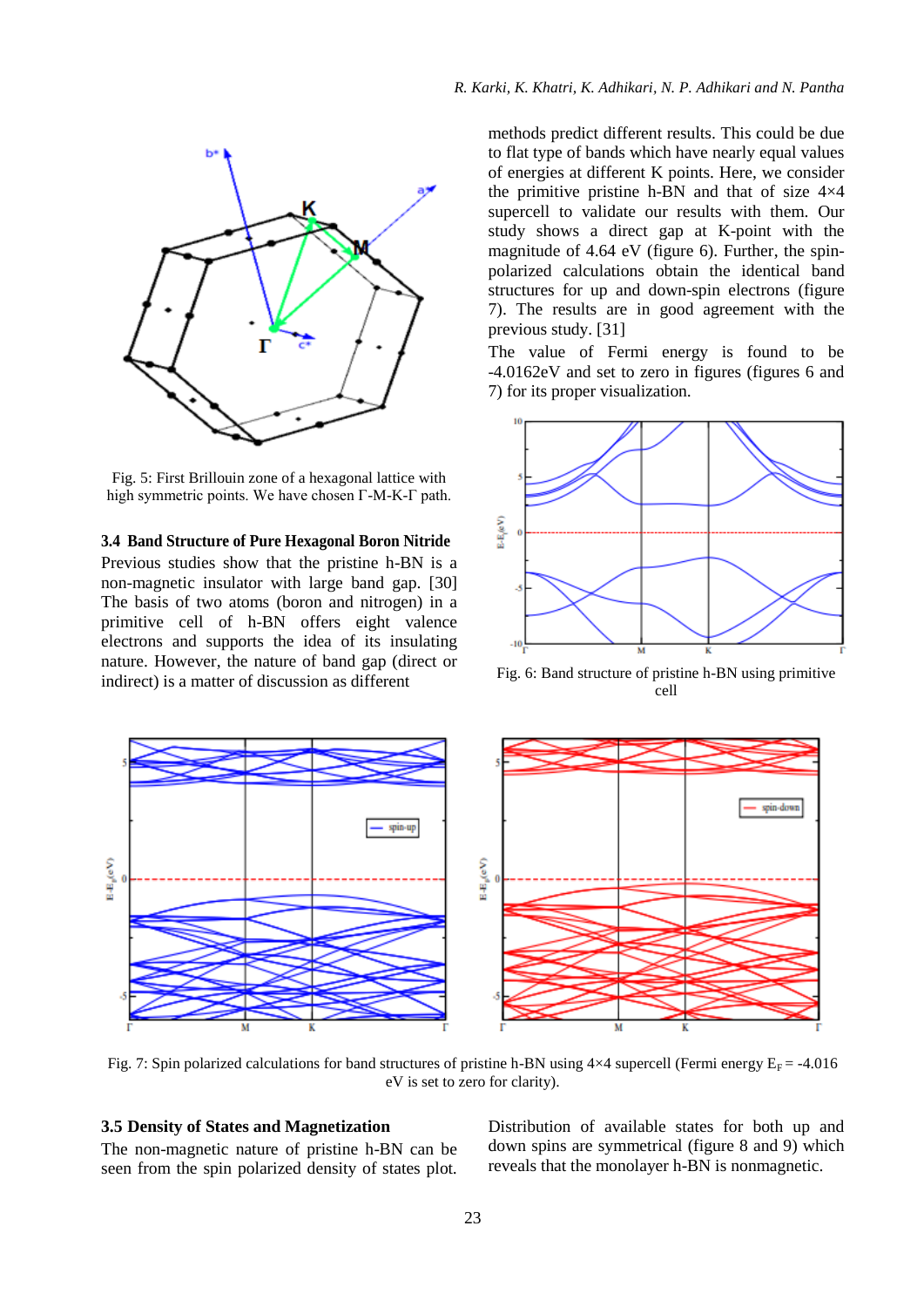Fig. 5: First Brillouin zone of a hexagonal lattice with high symmetric points. We have chosen Γ-M-K-Γ path.

### 3.4 Band Structure of Pure Hexagonal Boron Nitride

Previous studies show that the pristine h-BN is a non-magnetic insulator with large band gap. [30] The basis of two atoms (boron and nitrogen) in a primitive cell of h-BN offers eight valence electrons and supports the idea of its insulating nature. However, the nature of band gap (direct or indirect) is a matter of discussion as different methods predict different results. This could be due to flat type of bands which have nearly equal values of energies at different K points. Here, we consider the primitive pristine h-BN and that of size 4×4 supercell to validate our results with them. Our study shows a direct gap at K-point with the magnitude of 4.64 eV (figure 6). Further, the spin-polarized calculations obtain the identical band structures for up and down-spin electrons (figure 7). The results are in good agreement with the previous study. [31]

The value of Fermi energy is found to be -4.0162eV and set to zero in figures (figures 6 and 7) for its proper visualization.

Fig. 6: Band structure of pristine h-BN using primitive cell

Fig. 7: Spin polarized calculations for band structures of pristine h-BN using 4×4 supercell (Fermi energy $E_F$ = -4.016 eV is set to zero for clarity).

### 3.5 Density of States and Magnetization

The non-magnetic nature of pristine h-BN can be seen from the spin polarized density of states plot. Distribution of available states for both up and down spins are symmetrical (figure 8 and 9) which reveals that the monolayer h-BN is nonmagnetic.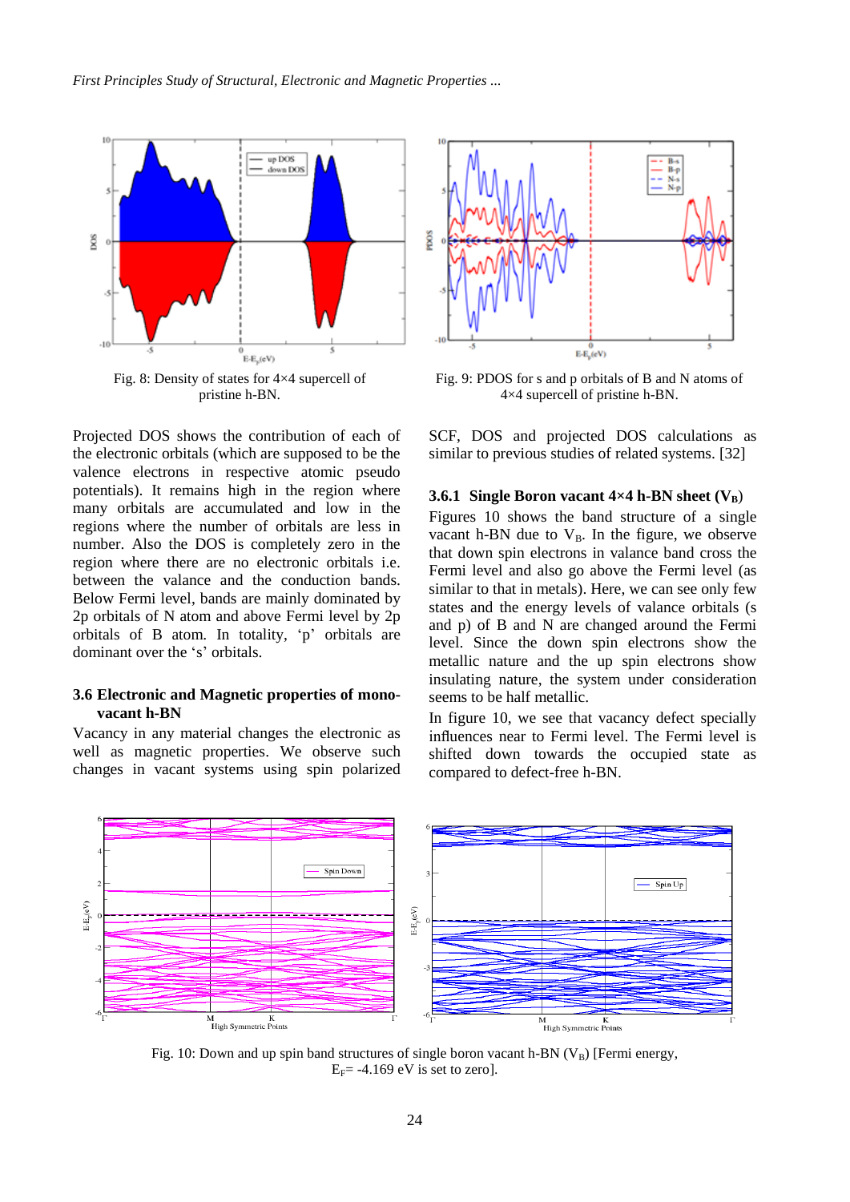Fig. 8: Density of states for 4×4 supercell of pristine h-BN.

Fig. 9: PDOS for s and p orbitals of B and N atoms of 4×4 supercell of pristine h-BN.

Projected DOS shows the contribution of each of the electronic orbitals (which are supposed to be the valence electrons in respective atomic pseudo potentials). It remains high in the region where many orbitals are accumulated and low in the regions where the number of orbitals are less in number. Also the DOS is completely zero in the region where there are no electronic orbitals i.e. between the valance and the conduction bands. Below Fermi level, bands are mainly dominated by 2p orbitals of N atom and above Fermi level by 2p orbitals of B atom. In totality, 'p' orbitals are dominant over the 's' orbitals.

### 3.6 Electronic and Magnetic properties of mono-vacant h-BN

Vacancy in any material changes the electronic as well as magnetic properties. We observe such changes in vacant systems using spin polarized SCF, DOS and projected DOS calculations as similar to previous studies of related systems. [32]

#### 3.6.1 Single Boron vacant 4×4 h-BN sheet ($V_B$)

Figures 10 shows the band structure of a single vacant h-BN due to $V_B$. In the figure, we observe that down spin electrons in valance band cross the Fermi level and also go above the Fermi level (as similar to that in metals). Here, we can see only few states and the energy levels of valance orbitals (s and p) of B and N are changed around the Fermi level. Since the down spin electrons show the metallic nature and the up spin electrons show insulating nature, the system under consideration seems to be half metallic.

In figure 10, we see that vacancy defect specially influences near to Fermi level. The Fermi level is shifted down towards the occupied state as compared to defect-free h-BN.

Fig. 10: Down and up spin band structures of single boron vacant h-BN ($V_B$) [Fermi energy, $E_F$= -4.169 eV is set to zero].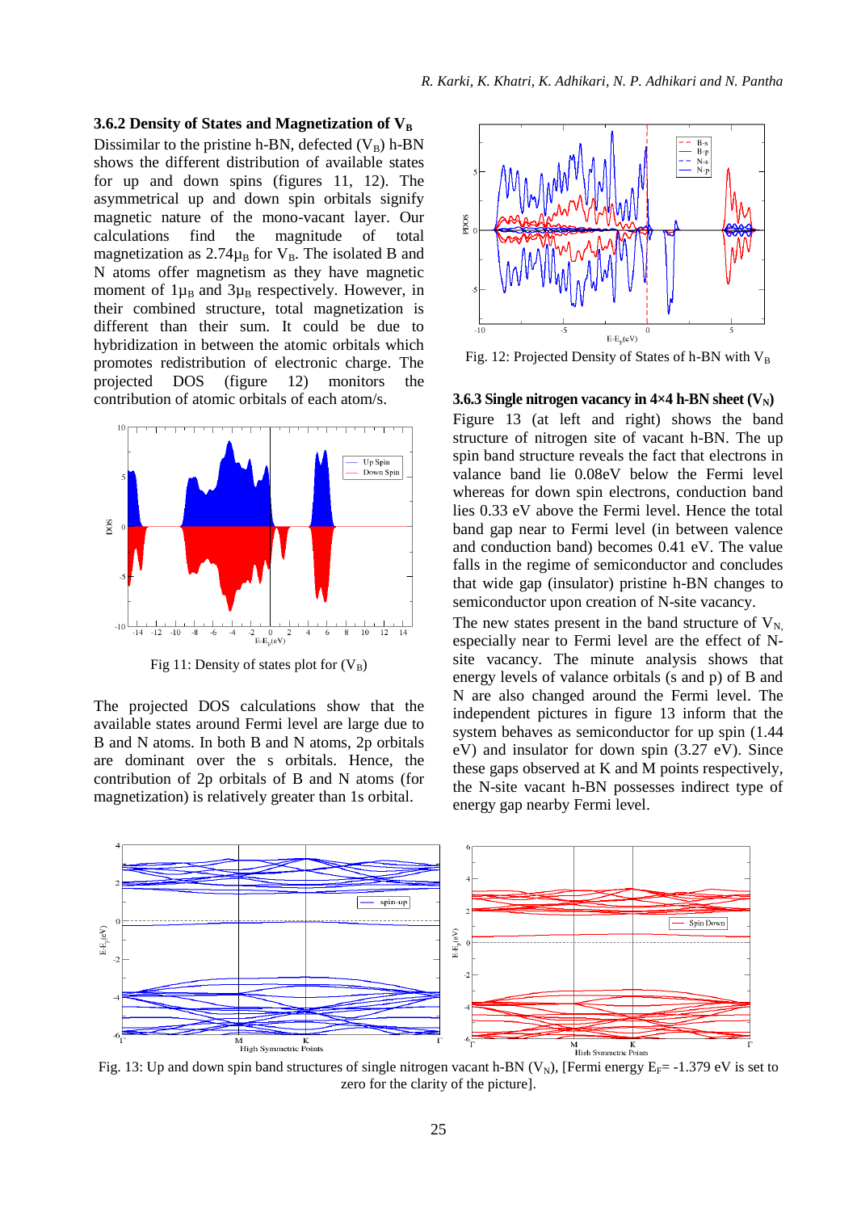### 3.6.2 Density of States and Magnetization of $V_B$

Dissimilar to the pristine h-BN, defected ($V_B$) h-BN shows the different distribution of available states for up and down spins (figures 11, 12). The asymmetrical up and down spin orbitals signify magnetic nature of the mono-vacant layer. Our calculations find the magnitude of total magnetization as $2.74\mu_B$ for $V_B$. The isolated B and N atoms offer magnetism as they have magnetic moment of $1\mu_B$ and $3\mu_B$ respectively. However, in their combined structure, total magnetization is different than their sum. It could be due to hybridization in between the atomic orbitals which promotes redistribution of electronic charge. The projected DOS (figure 12) monitors the contribution of atomic orbitals of each atom/s.

Fig 11: Density of states plot for ($V_B$)

The projected DOS calculations show that the available states around Fermi level are large due to B and N atoms. In both B and N atoms, 2p orbitals are dominant over the s orbitals. Hence, the contribution of 2p orbitals of B and N atoms (for magnetization) is relatively greater than 1s orbital.

Fig. 12: Projected Density of States of h-BN with $V_B$

### 3.6.3 Single nitrogen vacancy in 4×4 h-BN sheet ($V_N$)

Figure 13 (at left and right) shows the band structure of nitrogen site of vacant h-BN. The up spin band structure reveals the fact that electrons in valance band lie 0.08eV below the Fermi level whereas for down spin electrons, conduction band lies 0.33 eV above the Fermi level. Hence the total band gap near to Fermi level (in between valence and conduction band) becomes 0.41 eV. The value falls in the regime of semiconductor and concludes that wide gap (insulator) pristine h-BN changes to semiconductor upon creation of N-site vacancy.

The new states present in the band structure of $V_N$, especially near to Fermi level are the effect of N-site vacancy. The minute analysis shows that energy levels of valance orbitals (s and p) of B and N are also changed around the Fermi level. The independent pictures in figure 13 inform that the system behaves as semiconductor for up spin (1.44 eV) and insulator for down spin (3.27 eV). Since these gaps observed at K and M points respectively, the N-site vacant h-BN possesses indirect type of energy gap nearby Fermi level.

Fig. 13: Up and down spin band structures of single nitrogen vacant h-BN ($V_N$), [Fermi energy $E_F$= -1.379 eV is set to zero for the clarity of the picture].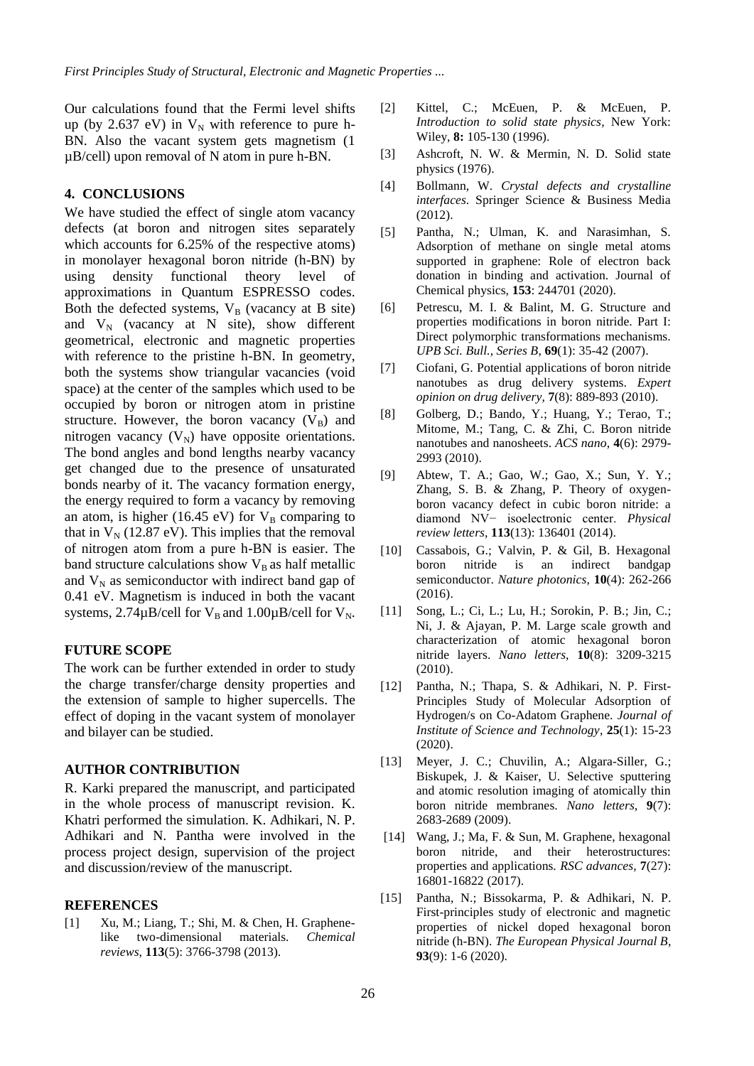Our calculations found that the Fermi level shifts up (by 2.637 eV) in $V_N$ with reference to pure h-BN. Also the vacant system gets magnetism (1 μB/cell) upon removal of N atom in pure h-BN.

## 4. CONCLUSIONS

We have studied the effect of single atom vacancy defects (at boron and nitrogen sites separately which accounts for 6.25% of the respective atoms) in monolayer hexagonal boron nitride (h-BN) by using density functional theory level of approximations in Quantum ESPRESSO codes. Both the defected systems, $V_B$ (vacancy at B site) and $V_N$ (vacancy at N site), show different geometrical, electronic and magnetic properties with reference to the pristine h-BN. In geometry, both the systems show triangular vacancies (void space) at the center of the samples which used to be occupied by boron or nitrogen atom in pristine structure. However, the boron vacancy ($V_B$) and nitrogen vacancy ($V_N$) have opposite orientations. The bond angles and bond lengths nearby vacancy get changed due to the presence of unsaturated bonds nearby of it. The vacancy formation energy, the energy required to form a vacancy by removing an atom, is higher (16.45 eV) for $V_B$ comparing to that in $V_N$ (12.87 eV). This implies that the removal of nitrogen atom from a pure h-BN is easier. The band structure calculations show $V_B$ as half metallic and $V_N$ as semiconductor with indirect band gap of 0.41 eV. Magnetism is induced in both the vacant systems, 2.74μB/cell for $V_B$ and 1.00μB/cell for $V_N$.

## FUTURE SCOPE

The work can be further extended in order to study the charge transfer/charge density properties and the extension of sample to higher supercells. The effect of doping in the vacant system of monolayer and bilayer can be studied.

## AUTHOR CONTRIBUTION

R. Karki prepared the manuscript, and participated in the whole process of manuscript revision. K. Khatri performed the simulation. K. Adhikari, N. P. Adhikari and N. Pantha were involved in the process project design, supervision of the project and discussion/review of the manuscript.

## REFERENCES

[1] Xu, M.; Liang, T.; Shi, M. & Chen, H. Graphene-like two-dimensional materials. *Chemical reviews*, **113**(5): 3766-3798 (2013).

[2] Kittel, C.; McEuen, P. & McEuen, P. *Introduction to solid state physics*, New York: Wiley, **8:** 105-130 (1996).

[3] Ashcroft, N. W. & Mermin, N. D. Solid state physics (1976).

[4] Bollmann, W. *Crystal defects and crystalline interfaces*. Springer Science & Business Media (2012).

[5] Pantha, N.; Ulman, K. and Narasimhan, S. Adsorption of methane on single metal atoms supported in graphene: Role of electron back donation in binding and activation. Journal of Chemical physics, **153**: 244701 (2020).

[6] Petrescu, M. I. & Balint, M. G. Structure and properties modifications in boron nitride. Part I: Direct polymorphic transformations mechanisms. *UPB Sci. Bull., Series B*, **69**(1): 35-42 (2007).

[7] Ciofani, G. Potential applications of boron nitride nanotubes as drug delivery systems. *Expert opinion on drug delivery*, **7**(8): 889-893 (2010).

[8] Golberg, D.; Bando, Y.; Huang, Y.; Terao, T.; Mitome, M.; Tang, C. & Zhi, C. Boron nitride nanotubes and nanosheets. *ACS nano*, **4**(6): 2979-2993 (2010).

[9] Abtew, T. A.; Gao, W.; Gao, X.; Sun, Y. Y.; Zhang, S. B. & Zhang, P. Theory of oxygen-boron vacancy defect in cubic boron nitride: a diamond NV− isoelectronic center. *Physical review letters*, **113**(13): 136401 (2014).

[10] Cassabois, G.; Valvin, P. & Gil, B. Hexagonal boron nitride is an indirect bandgap semiconductor. *Nature photonics*, **10**(4): 262-266 (2016).

[11] Song, L.; Ci, L.; Lu, H.; Sorokin, P. B.; Jin, C.; Ni, J. & Ajayan, P. M. Large scale growth and characterization of atomic hexagonal boron nitride layers. *Nano letters*, **10**(8): 3209-3215 (2010).

[12] Pantha, N.; Thapa, S. & Adhikari, N. P. First-Principles Study of Molecular Adsorption of Hydrogen/s on Co-Adatom Graphene. *Journal of Institute of Science and Technology*, **25**(1): 15-23 (2020).

[13] Meyer, J. C.; Chuvilin, A.; Algara-Siller, G.; Biskupek, J. & Kaiser, U. Selective sputtering and atomic resolution imaging of atomically thin boron nitride membranes. *Nano letters*, **9**(7): 2683-2689 (2009).

[14] Wang, J.; Ma, F. & Sun, M. Graphene, hexagonal boron nitride, and their heterostructures: properties and applications. *RSC advances*, **7**(27): 16801-16822 (2017).

[15] Pantha, N.; Bissokarma, P. & Adhikari, N. P. First-principles study of electronic and magnetic properties of nickel doped hexagonal boron nitride (h-BN). *The European Physical Journal B*, **93**(9): 1-6 (2020).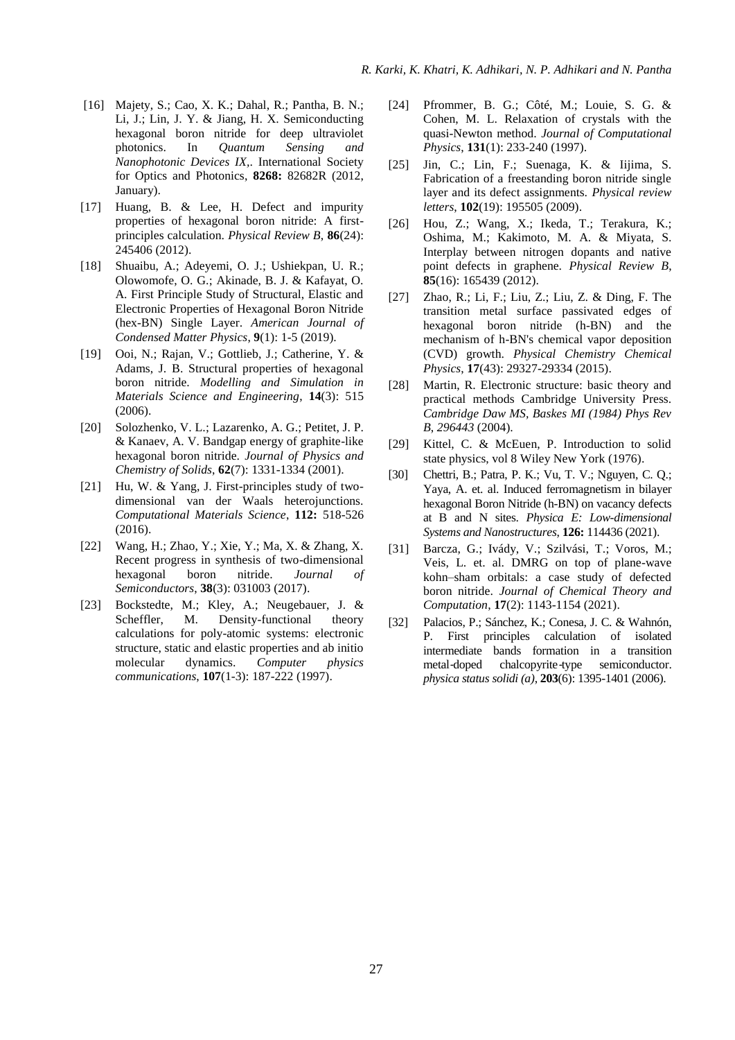[16] Majety, S.; Cao, X. K.; Dahal, R.; Pantha, B. N.; Li, J.; Lin, J. Y. & Jiang, H. X. Semiconducting hexagonal boron nitride for deep ultraviolet photonics. In *Quantum Sensing and Nanophotonic Devices IX,*. International Society for Optics and Photonics, **8268:** 82682R (2012, January).

[17] Huang, B. & Lee, H. Defect and impurity properties of hexagonal boron nitride: A first-principles calculation. *Physical Review B*, **86**(24): 245406 (2012).

[18] Shuaibu, A.; Adeyemi, O. J.; Ushiekpan, U. R.; Olowomofe, O. G.; Akinade, B. J. & Kafayat, O. A. First Principle Study of Structural, Elastic and Electronic Properties of Hexagonal Boron Nitride (hex-BN) Single Layer. *American Journal of Condensed Matter Physics*, **9**(1): 1-5 (2019).

[19] Ooi, N.; Rajan, V.; Gottlieb, J.; Catherine, Y. & Adams, J. B. Structural properties of hexagonal boron nitride. *Modelling and Simulation in Materials Science and Engineering*, **14**(3): 515 (2006).

[20] Solozhenko, V. L.; Lazarenko, A. G.; Petitet, J. P. & Kanaev, A. V. Bandgap energy of graphite-like hexagonal boron nitride. *Journal of Physics and Chemistry of Solids*, **62**(7): 1331-1334 (2001).

[21] Hu, W. & Yang, J. First-principles study of two-dimensional van der Waals heterojunctions. *Computational Materials Science*, **112:** 518-526 (2016).

[22] Wang, H.; Zhao, Y.; Xie, Y.; Ma, X. & Zhang, X. Recent progress in synthesis of two-dimensional hexagonal boron nitride. *Journal of Semiconductors*, **38**(3): 031003 (2017).

[23] Bockstedte, M.; Kley, A.; Neugebauer, J. & Scheffler, M. Density-functional theory calculations for poly-atomic systems: electronic structure, static and elastic properties and ab initio molecular dynamics. *Computer physics communications*, **107**(1-3): 187-222 (1997).

[24] Pfrommer, B. G.; Côté, M.; Louie, S. G. & Cohen, M. L. Relaxation of crystals with the quasi-Newton method. *Journal of Computational Physics*, **131**(1): 233-240 (1997).

[25] Jin, C.; Lin, F.; Suenaga, K. & Iijima, S. Fabrication of a freestanding boron nitride single layer and its defect assignments. *Physical review letters*, **102**(19): 195505 (2009).

[26] Hou, Z.; Wang, X.; Ikeda, T.; Terakura, K.; Oshima, M.; Kakimoto, M. A. & Miyata, S. Interplay between nitrogen dopants and native point defects in graphene. *Physical Review B*, **85**(16): 165439 (2012).

[27] Zhao, R.; Li, F.; Liu, Z.; Liu, Z. & Ding, F. The transition metal surface passivated edges of hexagonal boron nitride (h-BN) and the mechanism of h-BN's chemical vapor deposition (CVD) growth. *Physical Chemistry Chemical Physics*, **17**(43): 29327-29334 (2015).

[28] Martin, R. Electronic structure: basic theory and practical methods Cambridge University Press. *Cambridge Daw MS, Baskes MI (1984) Phys Rev B, 296443* (2004).

[29] Kittel, C. & McEuen, P. Introduction to solid state physics, vol 8 Wiley New York (1976).

[30] Chettri, B.; Patra, P. K.; Vu, T. V.; Nguyen, C. Q.; Yaya, A. et. al. Induced ferromagnetism in bilayer hexagonal Boron Nitride (h-BN) on vacancy defects at B and N sites. *Physica E: Low-dimensional Systems and Nanostructures*, **126:** 114436 (2021).

[31] Barcza, G.; Ivády, V.; Szilvási, T.; Voros, M.; Veis, L. et. al. DMRG on top of plane-wave kohn–sham orbitals: a case study of defected boron nitride. *Journal of Chemical Theory and Computation*, **17**(2): 1143-1154 (2021).

[32] Palacios, P.; Sánchez, K.; Conesa, J. C. & Wahnón, P. First principles calculation of isolated intermediate bands formation in a transition metal-doped chalcopyrite-type semiconductor. *physica status solidi (a)*, **203**(6): 1395-1401 (2006).